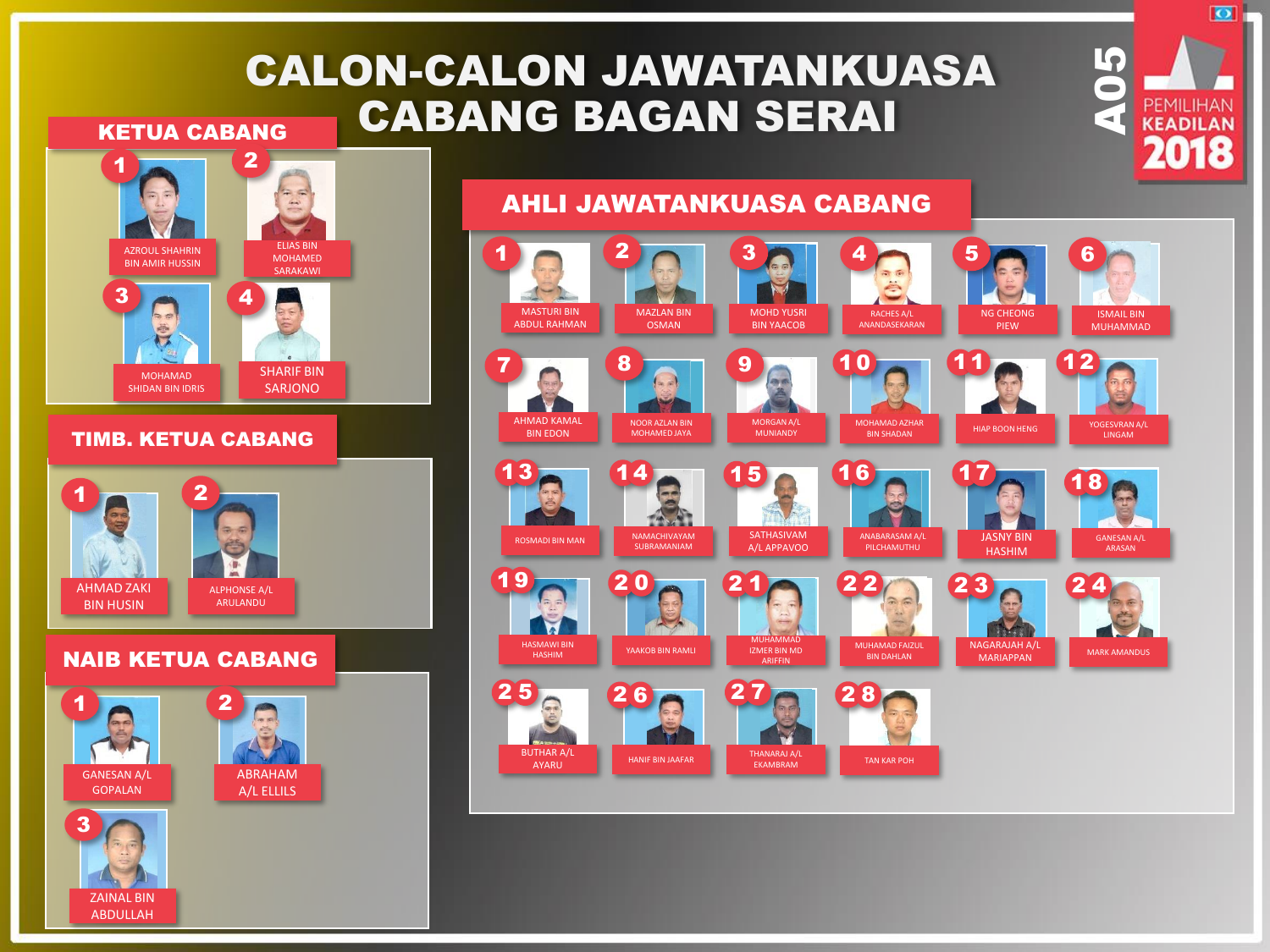# CALON-CALON JAWATANKUASA CABANG BAGAN SERAI

A05 PEMILIHAN KEADILAN 2018

## KETUA CABANG

1. AZROUL SHAHRIN BIN AMIR HUSSIN
2. ELIAS BIN MOHAMED SARAKAWI
3. MOHAMAD SHIDAN BIN IDRIS
4. SHARIF BIN SARJONO

## TIMB. KETUA CABANG

1. AHMAD ZAKI BIN HUSIN
2. ALPHONSE A/L ARULANDU

## NAIB KETUA CABANG

1. GANESAN A/L GOPALAN
2. ABRAHAM A/L ELLILS
3. ZAINAL BIN ABDULLAH

## AHLI JAWATANKUASA CABANG

1. MASTURI BIN ABDUL RAHMAN
2. MAZLAN BIN OSMAN
3. MOHD YUSRI BIN YAACOB
4. RACHES A/L ANANDASEKARAN
5. NG CHEONG PIEW
6. ISMAIL BIN MUHAMMAD
7. AHMAD KAMAL BIN EDON
8. NOOR AZLAN BIN MOHAMED JAYA
9. MORGAN A/L MUNIANDY
10. MOHAMAD AZHAR BIN SHADAN
11. HIAP BOON HENG
12. YOGESVRAN A/L LINGAM
13. ROSMADI BIN MAN
14. NAMACHIVAYAM SUBRAMANIAM
15. SATHASIVAM A/L APPAVOO
16. ANABARASAM A/L PILCHAMUTHU
17. JASNY BIN HASHIM
18. GANESAN A/L ARASAN
19. HASMAWI BIN HASHIM
20. YAAKOB BIN RAMLI
21. MUHAMMAD IZMER BIN MD ARIFFIN
22. MUHAMAD FAIZUL BIN DAHLAN
23. NAGARAJAH A/L MARIAPPAN
24. MARK AMANDUS
25. BUTHAR A/L AYARU
26. HANIF BIN JAAFAR
27. THANARAJ A/L EKAMBRAM
28. TAN KAR POH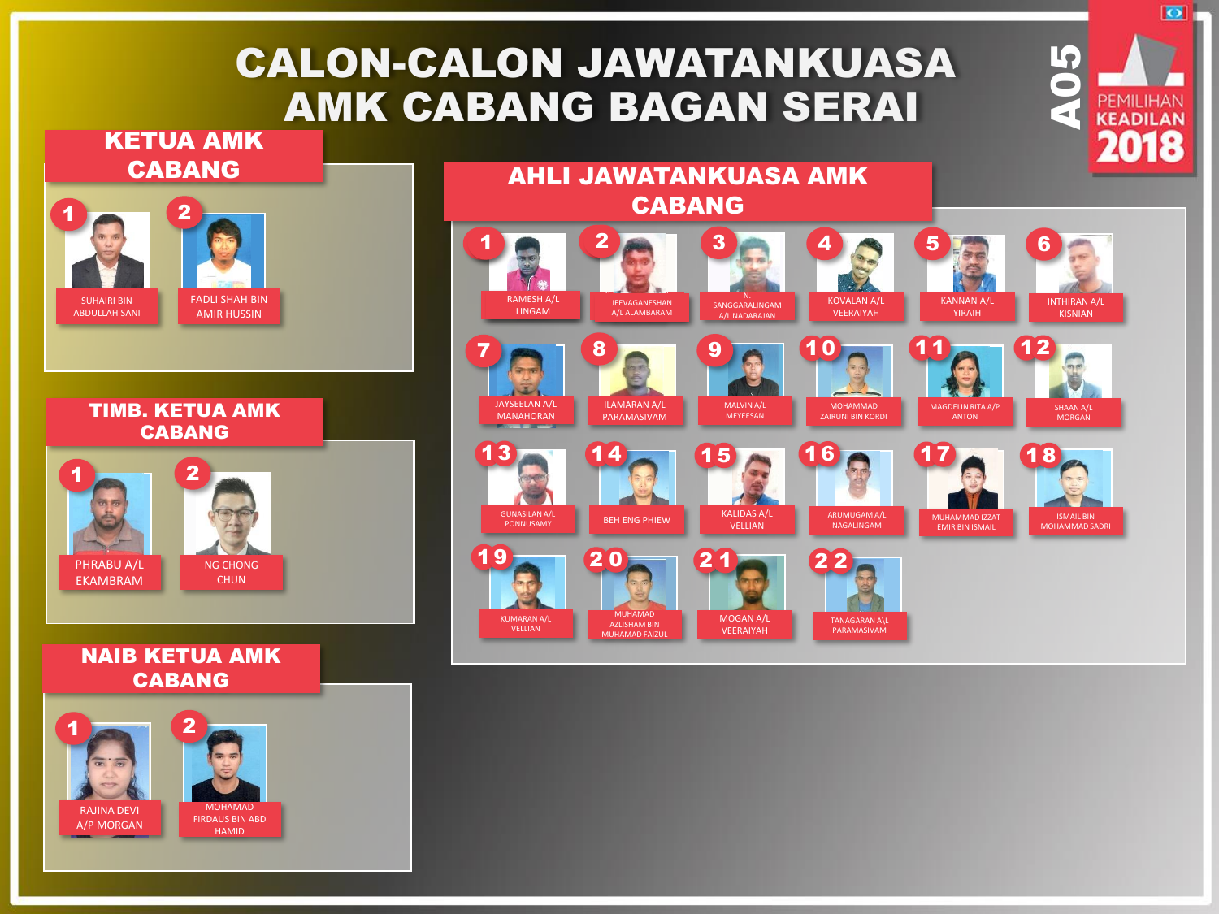# CALON-CALON JAWATANKUASA AMK CABANG BAGAN SERAI

A05

PEMILIHAN KEADILAN 2018

## KETUA AMK CABANG

1. SUHAIRI BIN ABDULLAH SANI
2. FADLI SHAH BIN AMIR HUSSIN

## TIMB. KETUA AMK CABANG

1. PHRABU A/L EKAMBRAM
2. NG CHONG CHUN

## NAIB KETUA AMK CABANG

1. RAJINA DEVI A/P MORGAN
2. MOHAMAD FIRDAUS BIN ABD HAMID

## AHLI JAWATANKUASA AMK CABANG

1. RAMESH A/L LINGAM
2. JEEVAGANESHAN A/L ALAMBARAM
3. N. SANGGARALINGAM A/L NADARAJAN
4. KOVALAN A/L VEERAIYAH
5. KANNAN A/L YIRAIH
6. INTHIRAN A/L KISNIAN
7. JAYSEELAN A/L MANAHORAN
8. ILAMARAN A/L PARAMASIVAM
9. MALVIN A/L MEYEESAN
10. MOHAMMAD ZAIRUNI BIN KORDI
11. MAGDELIN RITA A/P ANTON
12. SHAAN A/L MORGAN
13. GUNASILAN A/L PONNUSAMY
14. BEH ENG PHIEW
15. KALIDAS A/L VELLIAN
16. ARUMUGAM A/L NAGALINGAM
17. MUHAMMAD IZZAT EMIR BIN ISMAIL
18. ISMAIL BIN MOHAMMAD SADRI
19. KUMARAN A/L VELLIAN
20. MUHAMAD AZLISHAM BIN MUHAMAD FAIZUL
21. MOGAN A/L VEERAIYAH
22. TANAGARAN A\L PARAMASIVAM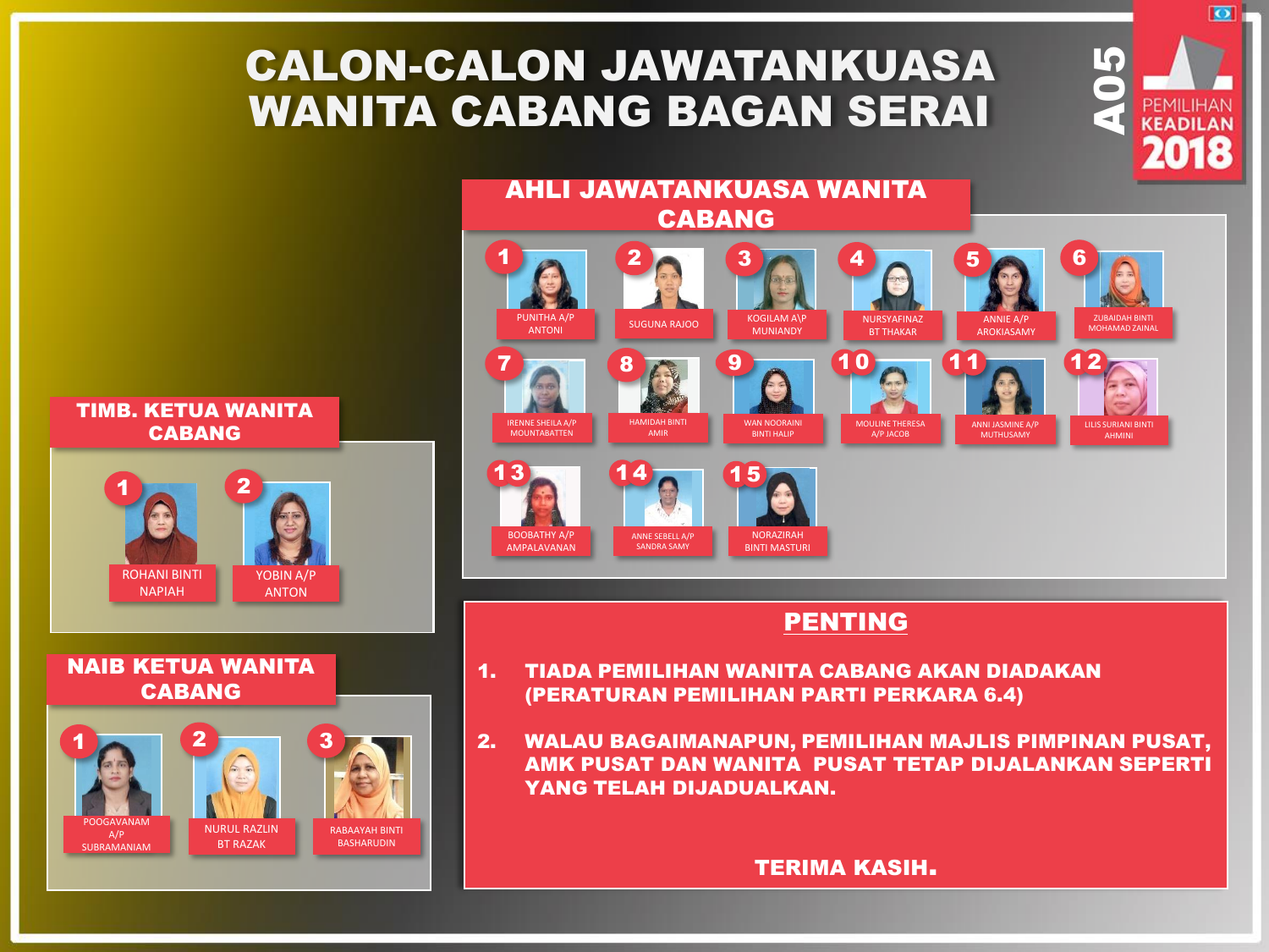# CALON-CALON JAWATANKUASA WANITA CABANG BAGAN SERAI

A05

PEMILIHAN KEADILAN 2018

## AHLI JAWATANKUASA WANITA CABANG

1. PUNITHA A/P ANTONI
2. SUGUNA RAJOO
3. KOGILAM A\P MUNIANDY
4. NURSYAFINAZ BT THAKAR
5. ANNIE A/P AROKIASAMY
6. ZUBAIDAH BINTI MOHAMAD ZAINAL
7. IRENNE SHEILA A/P MOUNTABATTEN
8. HAMIDAH BINTI AMIR
9. WAN NOORAINI BINTI HALIP
10. MOULINE THERESA A/P JACOB
11. ANNI JASMINE A/P MUTHUSAMY
12. LILIS SURIANI BINTI AHMINI
13. BOOBATHY A/P AMPALAVANAN
14. ANNE SEBELL A/P SANDRA SAMY
15. NORAZIRAH BINTI MASTURI

## TIMB. KETUA WANITA CABANG

1. ROHANI BINTI NAPIAH
2. YOBIN A/P ANTON

## NAIB KETUA WANITA CABANG

1. POOGAVANAM A/P SUBRAMANIAM
2. NURUL RAZLIN BT RAZAK
3. RABAAYAH BINTI BASHARUDIN

## PENTING

1. **TIADA PEMILIHAN WANITA CABANG AKAN DIADAKAN (PERATURAN PEMILIHAN PARTI PERKARA 6.4)**
2. **WALAU BAGAIMANAPUN, PEMILIHAN MAJLIS PIMPINAN PUSAT, AMK PUSAT DAN WANITA PUSAT TETAP DIJALANKAN SEPERTI YANG TELAH DIJADUALKAN.**

**TERIMA KASIH.**